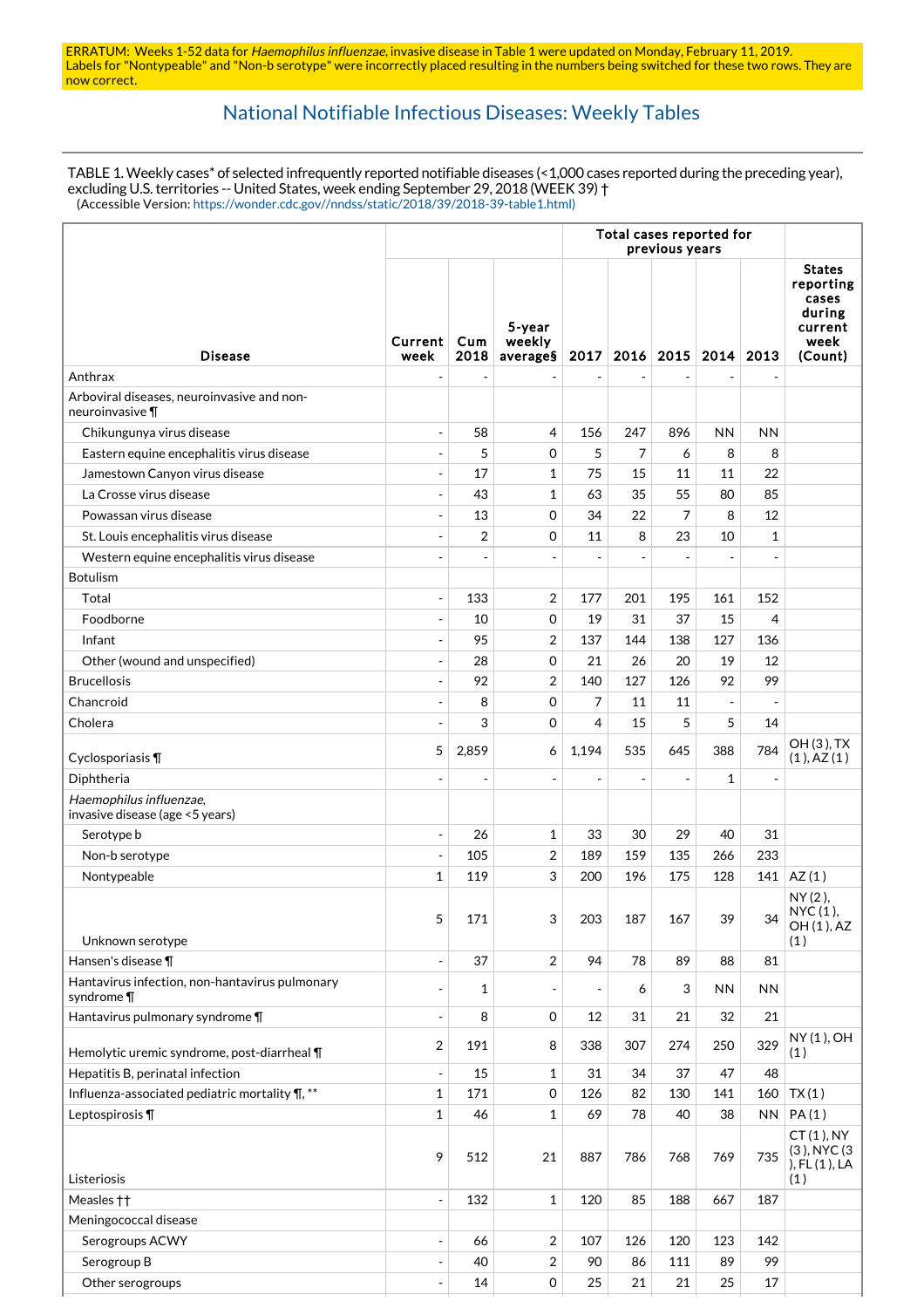ERRATUM: Weeks 1-52 data for *Haemophilus influenzae*, invasive disease in Table 1 were updated on Monday, February 11, 2019. Labels for "Nontypeable" and "Non-b serotype" were incorrectly placed resulting in the numbers being switched for these two rows. They are now correct.

## National Notifiable Infectious Diseases: Weekly Tables

TABLE 1. Weekly cases* of selected infrequently reported notifiable diseases (<1,000 cases reported during the preceding year), excluding U.S. territories -- United States, week ending September 29, 2018 (WEEK 39) †
(Accessible Version: https://wonder.cdc.gov//nndss/static/2018/39/2018-39-table1.html)

| Disease | Current week | Cum 2018 | 5-year weekly average§ | Total cases reported for previous years | | | | | States reporting cases during current week (Count) |
|---|---|---|---|---|---|---|---|---|---|
| | | | | 2017 | 2016 | 2015 | 2014 | 2013 | |
| Anthrax | - | - | - | - | - | - | - | - | |
| Arboviral diseases, neuroinvasive and non-neuroinvasive ¶ | | | | | | | | | |
| Chikungunya virus disease | - | 58 | 4 | 156 | 247 | 896 | NN | NN | |
| Eastern equine encephalitis virus disease | - | 5 | 0 | 5 | 7 | 6 | 8 | 8 | |
| Jamestown Canyon virus disease | - | 17 | 1 | 75 | 15 | 11 | 11 | 22 | |
| La Crosse virus disease | - | 43 | 1 | 63 | 35 | 55 | 80 | 85 | |
| Powassan virus disease | - | 13 | 0 | 34 | 22 | 7 | 8 | 12 | |
| St. Louis encephalitis virus disease | - | 2 | 0 | 11 | 8 | 23 | 10 | 1 | |
| Western equine encephalitis virus disease | - | - | - | - | - | - | - | - | |
| Botulism | | | | | | | | | |
| Total | - | 133 | 2 | 177 | 201 | 195 | 161 | 152 | |
| Foodborne | - | 10 | 0 | 19 | 31 | 37 | 15 | 4 | |
| Infant | - | 95 | 2 | 137 | 144 | 138 | 127 | 136 | |
| Other (wound and unspecified) | - | 28 | 0 | 21 | 26 | 20 | 19 | 12 | |
| Brucellosis | - | 92 | 2 | 140 | 127 | 126 | 92 | 99 | |
| Chancroid | - | 8 | 0 | 7 | 11 | 11 | - | - | |
| Cholera | - | 3 | 0 | 4 | 15 | 5 | 5 | 14 | |
| Cyclosporiasis ¶ | 5 | 2,859 | 6 | 1,194 | 535 | 645 | 388 | 784 | OH (3), TX (1), AZ (1) |
| Diphtheria | - | - | - | - | - | - | 1 | - | |
| *Haemophilus influenzae*, invasive disease (age <5 years) | | | | | | | | | |
| Serotype b | - | 26 | 1 | 33 | 30 | 29 | 40 | 31 | |
| Non-b serotype | - | 105 | 2 | 189 | 159 | 135 | 266 | 233 | |
| Nontypeable | 1 | 119 | 3 | 200 | 196 | 175 | 128 | 141 | AZ (1) |
| Unknown serotype | 5 | 171 | 3 | 203 | 187 | 167 | 39 | 34 | NY (2), NYC (1), OH (1), AZ (1) |
| Hansen's disease ¶ | - | 37 | 2 | 94 | 78 | 89 | 88 | 81 | |
| Hantavirus infection, non-hantavirus pulmonary syndrome ¶ | - | 1 | - | - | 6 | 3 | NN | NN | |
| Hantavirus pulmonary syndrome ¶ | - | 8 | 0 | 12 | 31 | 21 | 32 | 21 | |
| Hemolytic uremic syndrome, post-diarrheal ¶ | 2 | 191 | 8 | 338 | 307 | 274 | 250 | 329 | NY (1), OH (1) |
| Hepatitis B, perinatal infection | - | 15 | 1 | 31 | 34 | 37 | 47 | 48 | |
| Influenza-associated pediatric mortality ¶, ** | 1 | 171 | 0 | 126 | 82 | 130 | 141 | 160 | TX (1) |
| Leptospirosis ¶ | 1 | 46 | 1 | 69 | 78 | 40 | 38 | NN | PA (1) |
| Listeriosis | 9 | 512 | 21 | 887 | 786 | 768 | 769 | 735 | CT (1), NY (3), NYC (3), FL (1), LA (1) |
| Measles †† | - | 132 | 1 | 120 | 85 | 188 | 667 | 187 | |
| Meningococcal disease | | | | | | | | | |
| Serogroups ACWY | - | 66 | 2 | 107 | 126 | 120 | 123 | 142 | |
| Serogroup B | - | 40 | 2 | 90 | 86 | 111 | 89 | 99 | |
| Other serogroups | - | 14 | 0 | 25 | 21 | 21 | 25 | 17 | |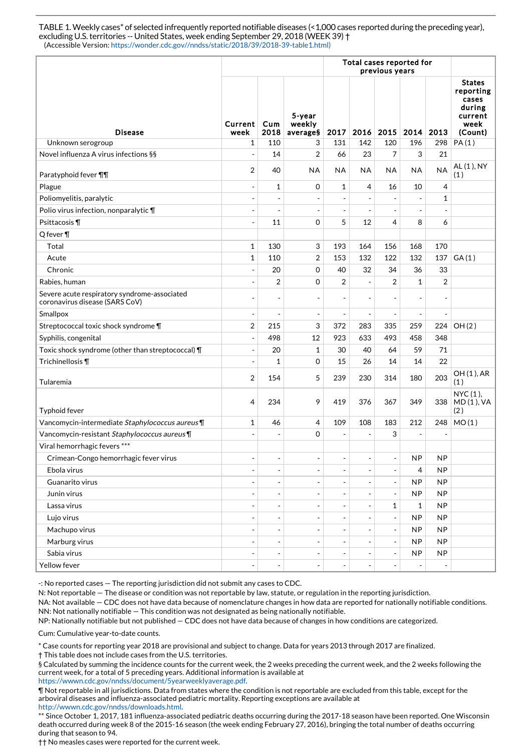TABLE 1. Weekly cases* of selected infrequently reported notifiable diseases (<1,000 cases reported during the preceding year), excluding U.S. territories -- United States, week ending September 29, 2018 (WEEK 39) †
(Accessible Version: https://wonder.cdc.gov//nndss/static/2018/39/2018-39-table1.html)

| Disease | Current week | Cum 2018 | 5-year weekly average§ | Total cases reported for previous years 2017 | 2016 | 2015 | 2014 | 2013 | States reporting cases during current week (Count) |
|---|---|---|---|---|---|---|---|---|---|
| Unknown serogroup | 1 | 110 | 3 | 131 | 142 | 120 | 196 | 298 | PA (1) |
| Novel influenza A virus infections §§ | - | 14 | 2 | 66 | 23 | 7 | 3 | 21 | |
| Paratyphoid fever ¶¶ | 2 | 40 | NA | NA | NA | NA | NA | NA | AL (1), NY (1) |
| Plague | - | 1 | 0 | 1 | 4 | 16 | 10 | 4 | |
| Poliomyelitis, paralytic | - | - | - | - | - | - | - | 1 | |
| Polio virus infection, nonparalytic ¶ | - | - | - | - | - | - | - | - | |
| Psittacosis ¶ | - | 11 | 0 | 5 | 12 | 4 | 8 | 6 | |
| Q fever ¶ | | | | | | | | | |
| Total | 1 | 130 | 3 | 193 | 164 | 156 | 168 | 170 | |
| Acute | 1 | 110 | 2 | 153 | 132 | 122 | 132 | 137 | GA (1) |
| Chronic | - | 20 | 0 | 40 | 32 | 34 | 36 | 33 | |
| Rabies, human | - | 2 | 0 | 2 | - | 2 | 1 | 2 | |
| Severe acute respiratory syndrome-associated coronavirus disease (SARS CoV) | - | - | - | - | - | - | - | - | |
| Smallpox | - | - | - | - | - | - | - | - | |
| Streptococcal toxic shock syndrome ¶ | 2 | 215 | 3 | 372 | 283 | 335 | 259 | 224 | OH (2) |
| Syphilis, congenital | - | 498 | 12 | 923 | 633 | 493 | 458 | 348 | |
| Toxic shock syndrome (other than streptococcal) ¶ | - | 20 | 1 | 30 | 40 | 64 | 59 | 71 | |
| Trichinellosis ¶ | - | 1 | 0 | 15 | 26 | 14 | 14 | 22 | |
| Tularemia | 2 | 154 | 5 | 239 | 230 | 314 | 180 | 203 | OH (1), AR (1) |
| Typhoid fever | 4 | 234 | 9 | 419 | 376 | 367 | 349 | 338 | NYC (1), MD (1), VA (2) |
| Vancomycin-intermediate *Staphylococcus aureus* ¶ | 1 | 46 | 4 | 109 | 108 | 183 | 212 | 248 | MO (1) |
| Vancomycin-resistant *Staphylococcus aureus* ¶ | - | - | 0 | - | - | 3 | - | - | |
| Viral hemorrhagic fevers *** | | | | | | | | | |
| Crimean-Congo hemorrhagic fever virus | - | - | - | - | - | - | NP | NP | |
| Ebola virus | - | - | - | - | - | - | 4 | NP | |
| Guanarito virus | - | - | - | - | - | - | NP | NP | |
| Junin virus | - | - | - | - | - | - | NP | NP | |
| Lassa virus | - | - | - | - | - | 1 | 1 | NP | |
| Lujo virus | - | - | - | - | - | - | NP | NP | |
| Machupo virus | - | - | - | - | - | - | NP | NP | |
| Marburg virus | - | - | - | - | - | - | NP | NP | |
| Sabia virus | - | - | - | - | - | - | NP | NP | |
| Yellow fever | - | - | - | - | - | - | - | - | |

-: No reported cases — The reporting jurisdiction did not submit any cases to CDC.
N: Not reportable — The disease or condition was not reportable by law, statute, or regulation in the reporting jurisdiction.
NA: Not available — CDC does not have data because of nomenclature changes in how data are reported for nationally notifiable conditions.
NN: Not nationally notifiable — This condition was not designated as being nationally notifiable.
NP: Nationally notifiable but not published — CDC does not have data because of changes in how conditions are categorized.

Cum: Cumulative year-to-date counts.

\* Case counts for reporting year 2018 are provisional and subject to change. Data for years 2013 through 2017 are finalized.
† This table does not include cases from the U.S. territories.
§ Calculated by summing the incidence counts for the current week, the 2 weeks preceding the current week, and the 2 weeks following the current week, for a total of 5 preceding years. Additional information is available at https://wwwn.cdc.gov/nndss/document/5yearweeklyaverage.pdf.
¶ Not reportable in all jurisdictions. Data from states where the condition is not reportable are excluded from this table, except for the arboviral diseases and influenza-associated pediatric mortality. Reporting exceptions are available at http://wwwn.cdc.gov/nndss/downloads.html.
\** Since October 1, 2017, 181 influenza-associated pediatric deaths occurring during the 2017-18 season have been reported. One Wisconsin death occurred during week 8 of the 2015-16 season (the week ending February 27, 2016), bringing the total number of deaths occurring during that season to 94.
†† No measles cases were reported for the current week.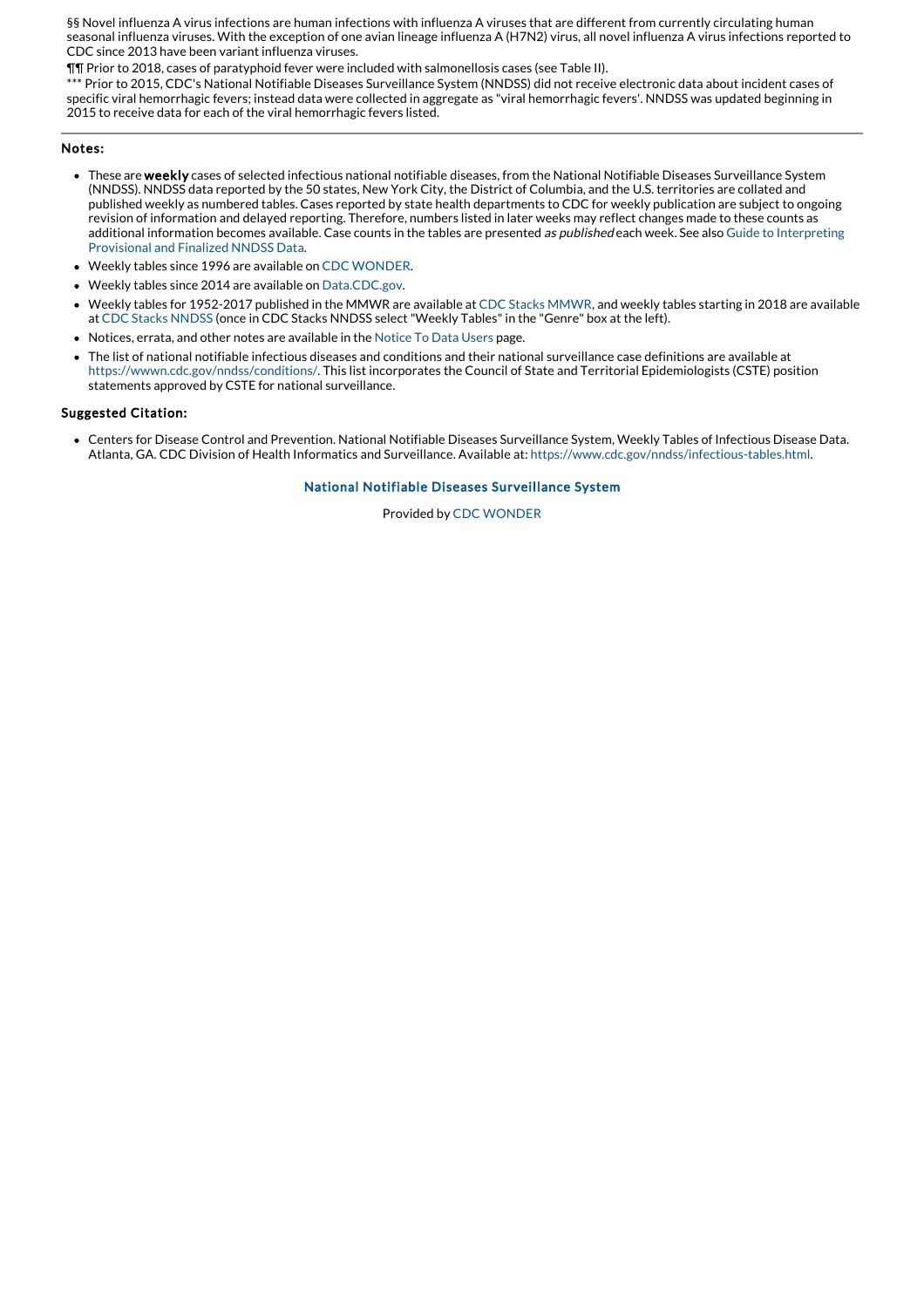§§ Novel influenza A virus infections are human infections with influenza A viruses that are different from currently circulating human seasonal influenza viruses. With the exception of one avian lineage influenza A (H7N2) virus, all novel influenza A virus infections reported to CDC since 2013 have been variant influenza viruses.

¶¶ Prior to 2018, cases of paratyphoid fever were included with salmonellosis cases (see Table II).

*** Prior to 2015, CDC's National Notifiable Diseases Surveillance System (NNDSS) did not receive electronic data about incident cases of specific viral hemorrhagic fevers; instead data were collected in aggregate as "viral hemorrhagic fevers'. NNDSS was updated beginning in 2015 to receive data for each of the viral hemorrhagic fevers listed.

---

### Notes:

- These are **weekly** cases of selected infectious national notifiable diseases, from the National Notifiable Diseases Surveillance System (NNDSS). NNDSS data reported by the 50 states, New York City, the District of Columbia, and the U.S. territories are collated and published weekly as numbered tables. Cases reported by state health departments to CDC for weekly publication are subject to ongoing revision of information and delayed reporting. Therefore, numbers listed in later weeks may reflect changes made to these counts as additional information becomes available. Case counts in the tables are presented *as published* each week. See also Guide to Interpreting Provisional and Finalized NNDSS Data.
- Weekly tables since 1996 are available on CDC WONDER.
- Weekly tables since 2014 are available on Data.CDC.gov.
- Weekly tables for 1952-2017 published in the MMWR are available at CDC Stacks MMWR, and weekly tables starting in 2018 are available at CDC Stacks NNDSS (once in CDC Stacks NNDSS select "Weekly Tables" in the "Genre" box at the left).
- Notices, errata, and other notes are available in the Notice To Data Users page.
- The list of national notifiable infectious diseases and conditions and their national surveillance case definitions are available at https://wwwn.cdc.gov/nndss/conditions/. This list incorporates the Council of State and Territorial Epidemiologists (CSTE) position statements approved by CSTE for national surveillance.

### Suggested Citation:

- Centers for Disease Control and Prevention. National Notifiable Diseases Surveillance System, Weekly Tables of Infectious Disease Data. Atlanta, GA. CDC Division of Health Informatics and Surveillance. Available at: https://www.cdc.gov/nndss/infectious-tables.html.

National Notifiable Diseases Surveillance System

Provided by CDC WONDER